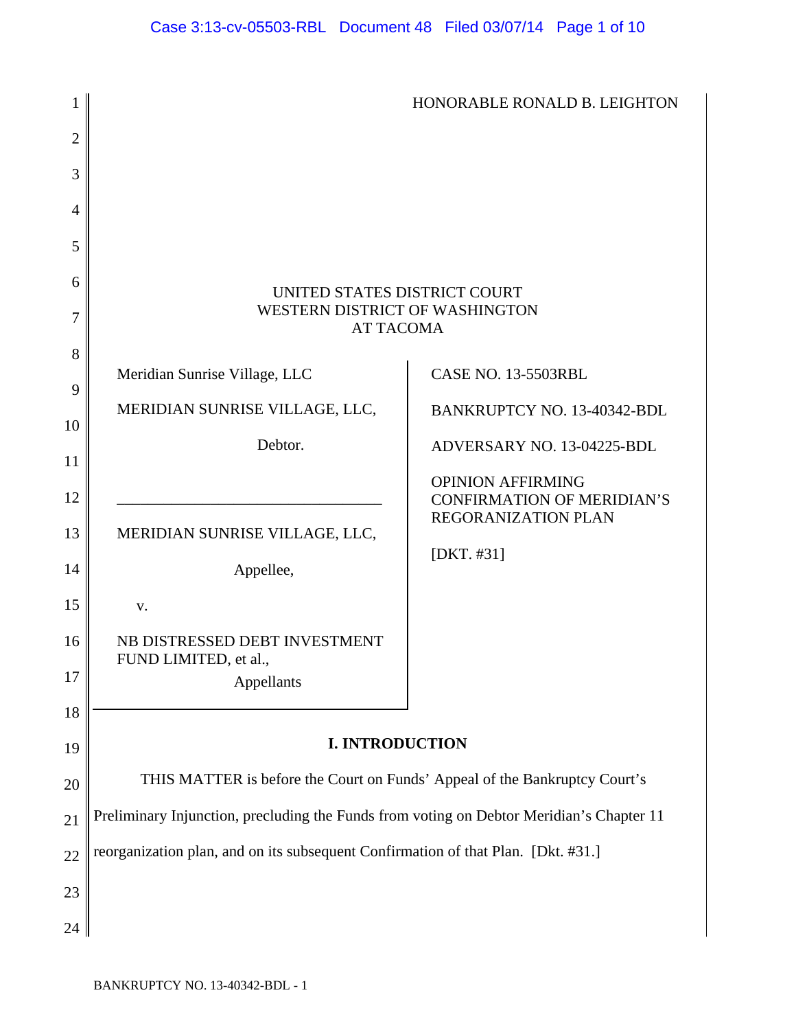HONORABLE RONALD B. LEIGHTON

UNITED STATES DISTRICT COURT
WESTERN DISTRICT OF WASHINGTON
AT TACOMA

| | |
|---|---|
| Meridian Sunrise Village, LLC<br><br>MERIDIAN SUNRISE VILLAGE, LLC,<br><br>Debtor.<br><br>_________________________________<br><br>MERIDIAN SUNRISE VILLAGE, LLC,<br><br>Appellee,<br><br>v.<br><br>NB DISTRESSED DEBT INVESTMENT FUND LIMITED, et al.,<br><br>Appellants | CASE NO. 13-5503RBL<br><br>BANKRUPTCY NO. 13-40342-BDL<br><br>ADVERSARY NO. 13-04225-BDL<br><br>OPINION AFFIRMING CONFIRMATION OF MERIDIAN'S REGORANIZATION PLAN<br><br>[DKT. #31] |

## I. INTRODUCTION

THIS MATTER is before the Court on Funds' Appeal of the Bankruptcy Court's Preliminary Injunction, precluding the Funds from voting on Debtor Meridian's Chapter 11 reorganization plan, and on its subsequent Confirmation of that Plan. [Dkt. #31.]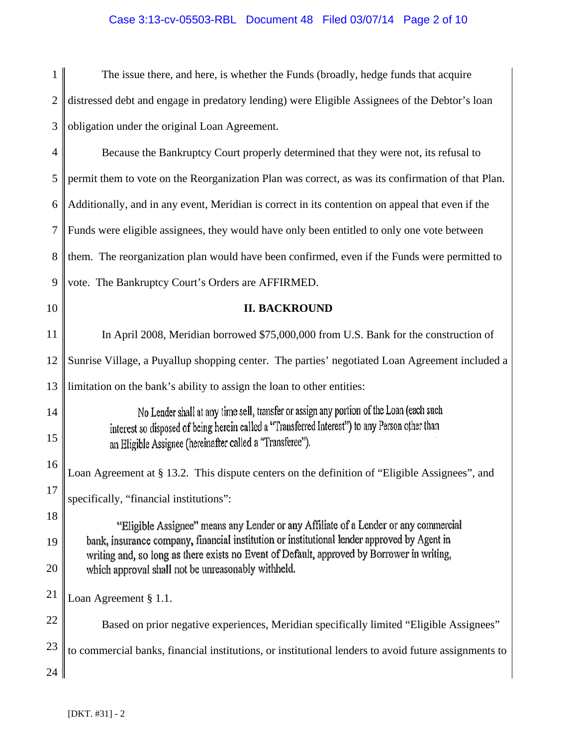The issue there, and here, is whether the Funds (broadly, hedge funds that acquire distressed debt and engage in predatory lending) were Eligible Assignees of the Debtor's loan obligation under the original Loan Agreement.

Because the Bankruptcy Court properly determined that they were not, its refusal to permit them to vote on the Reorganization Plan was correct, as was its confirmation of that Plan. Additionally, and in any event, Meridian is correct in its contention on appeal that even if the Funds were eligible assignees, they would have only been entitled to only one vote between them. The reorganization plan would have been confirmed, even if the Funds were permitted to vote. The Bankruptcy Court's Orders are AFFIRMED.

## II. BACKROUND

In April 2008, Meridian borrowed $75,000,000 from U.S. Bank for the construction of Sunrise Village, a Puyallup shopping center. The parties' negotiated Loan Agreement included a limitation on the bank's ability to assign the loan to other entities:

> No Lender shall at any time sell, transfer or assign any portion of the Loan (each such interest so disposed of being herein called a "Transferred Interest") to any Person other than an Eligible Assignee (hereinafter called a "Transferee").

Loan Agreement at § 13.2. This dispute centers on the definition of "Eligible Assignees", and specifically, "financial institutions":

> "Eligible Assignee" means any Lender or any Affiliate of a Lender or any commercial bank, insurance company, financial institution or institutional lender approved by Agent in writing and, so long as there exists no Event of Default, approved by Borrower in writing, which approval shall not be unreasonably withheld.

Loan Agreement § 1.1.

Based on prior negative experiences, Meridian specifically limited "Eligible Assignees" to commercial banks, financial institutions, or institutional lenders to avoid future assignments to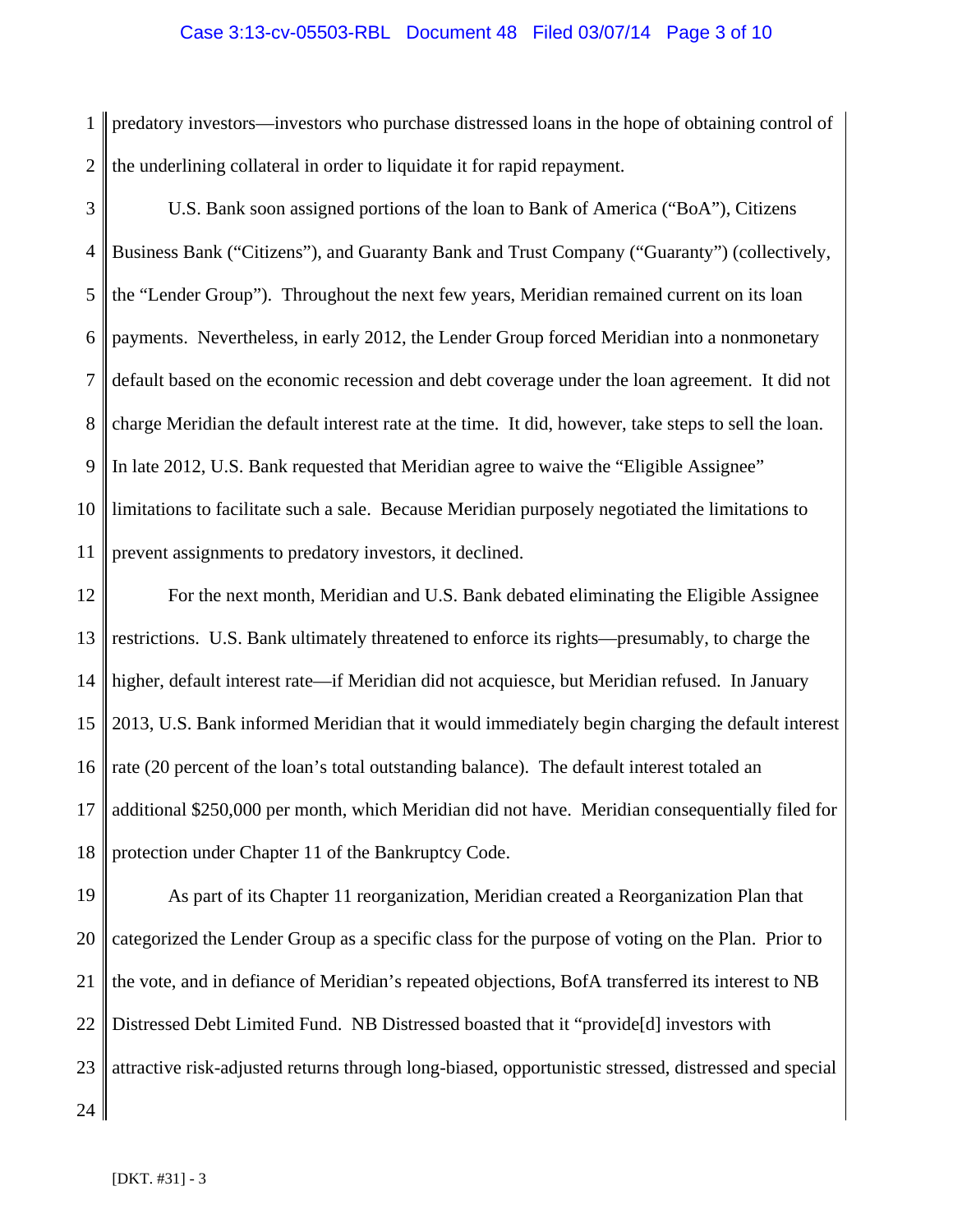predatory investors—investors who purchase distressed loans in the hope of obtaining control of the underlining collateral in order to liquidate it for rapid repayment.

U.S. Bank soon assigned portions of the loan to Bank of America ("BoA"), Citizens Business Bank ("Citizens"), and Guaranty Bank and Trust Company ("Guaranty") (collectively, the "Lender Group"). Throughout the next few years, Meridian remained current on its loan payments. Nevertheless, in early 2012, the Lender Group forced Meridian into a nonmonetary default based on the economic recession and debt coverage under the loan agreement. It did not charge Meridian the default interest rate at the time. It did, however, take steps to sell the loan. In late 2012, U.S. Bank requested that Meridian agree to waive the "Eligible Assignee" limitations to facilitate such a sale. Because Meridian purposely negotiated the limitations to prevent assignments to predatory investors, it declined.

For the next month, Meridian and U.S. Bank debated eliminating the Eligible Assignee restrictions. U.S. Bank ultimately threatened to enforce its rights—presumably, to charge the higher, default interest rate—if Meridian did not acquiesce, but Meridian refused. In January 2013, U.S. Bank informed Meridian that it would immediately begin charging the default interest rate (20 percent of the loan's total outstanding balance). The default interest totaled an additional $250,000 per month, which Meridian did not have. Meridian consequentially filed for protection under Chapter 11 of the Bankruptcy Code.

As part of its Chapter 11 reorganization, Meridian created a Reorganization Plan that categorized the Lender Group as a specific class for the purpose of voting on the Plan. Prior to the vote, and in defiance of Meridian's repeated objections, BofA transferred its interest to NB Distressed Debt Limited Fund. NB Distressed boasted that it "provide[d] investors with attractive risk-adjusted returns through long-biased, opportunistic stressed, distressed and special

[DKT. #31] - 3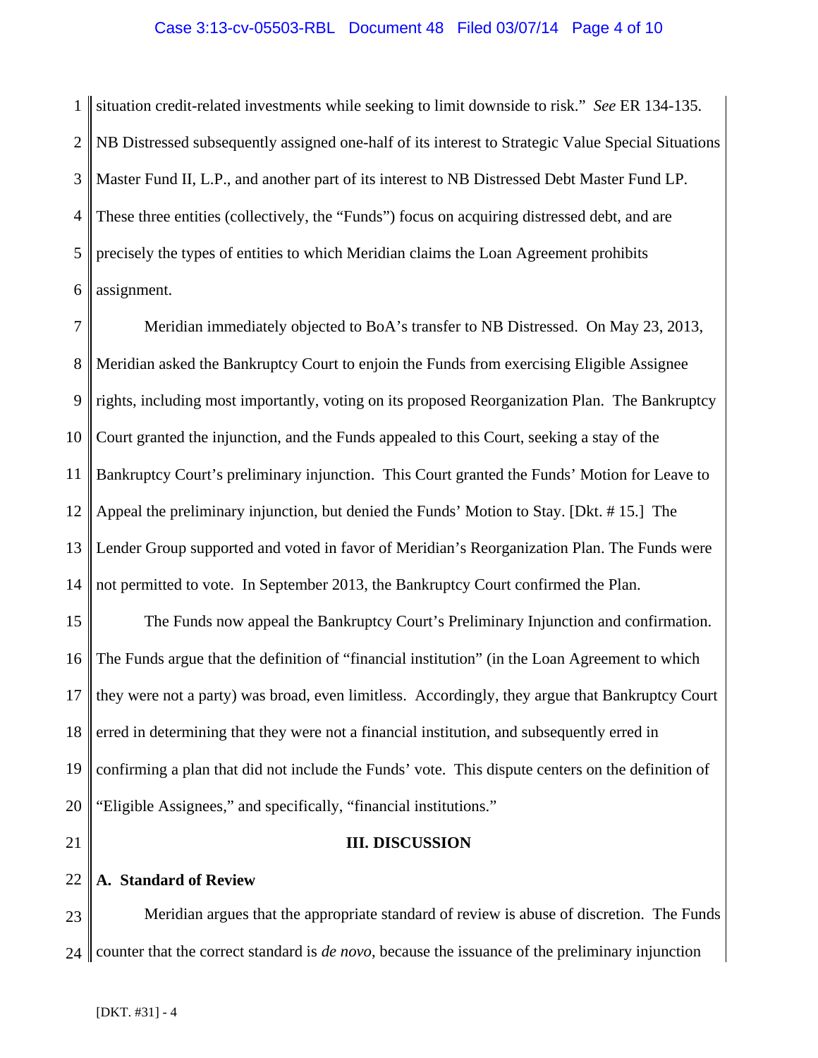situation credit-related investments while seeking to limit downside to risk." *See* ER 134-135. NB Distressed subsequently assigned one-half of its interest to Strategic Value Special Situations Master Fund II, L.P., and another part of its interest to NB Distressed Debt Master Fund LP. These three entities (collectively, the "Funds") focus on acquiring distressed debt, and are precisely the types of entities to which Meridian claims the Loan Agreement prohibits assignment.

Meridian immediately objected to BoA's transfer to NB Distressed. On May 23, 2013, Meridian asked the Bankruptcy Court to enjoin the Funds from exercising Eligible Assignee rights, including most importantly, voting on its proposed Reorganization Plan. The Bankruptcy Court granted the injunction, and the Funds appealed to this Court, seeking a stay of the Bankruptcy Court's preliminary injunction. This Court granted the Funds' Motion for Leave to Appeal the preliminary injunction, but denied the Funds' Motion to Stay. [Dkt. # 15.] The Lender Group supported and voted in favor of Meridian's Reorganization Plan. The Funds were not permitted to vote. In September 2013, the Bankruptcy Court confirmed the Plan.

The Funds now appeal the Bankruptcy Court's Preliminary Injunction and confirmation. The Funds argue that the definition of "financial institution" (in the Loan Agreement to which they were not a party) was broad, even limitless. Accordingly, they argue that Bankruptcy Court erred in determining that they were not a financial institution, and subsequently erred in confirming a plan that did not include the Funds' vote. This dispute centers on the definition of "Eligible Assignees," and specifically, "financial institutions."

## III. DISCUSSION

### A. Standard of Review

Meridian argues that the appropriate standard of review is abuse of discretion. The Funds counter that the correct standard is *de novo*, because the issuance of the preliminary injunction

[DKT. #31] - 4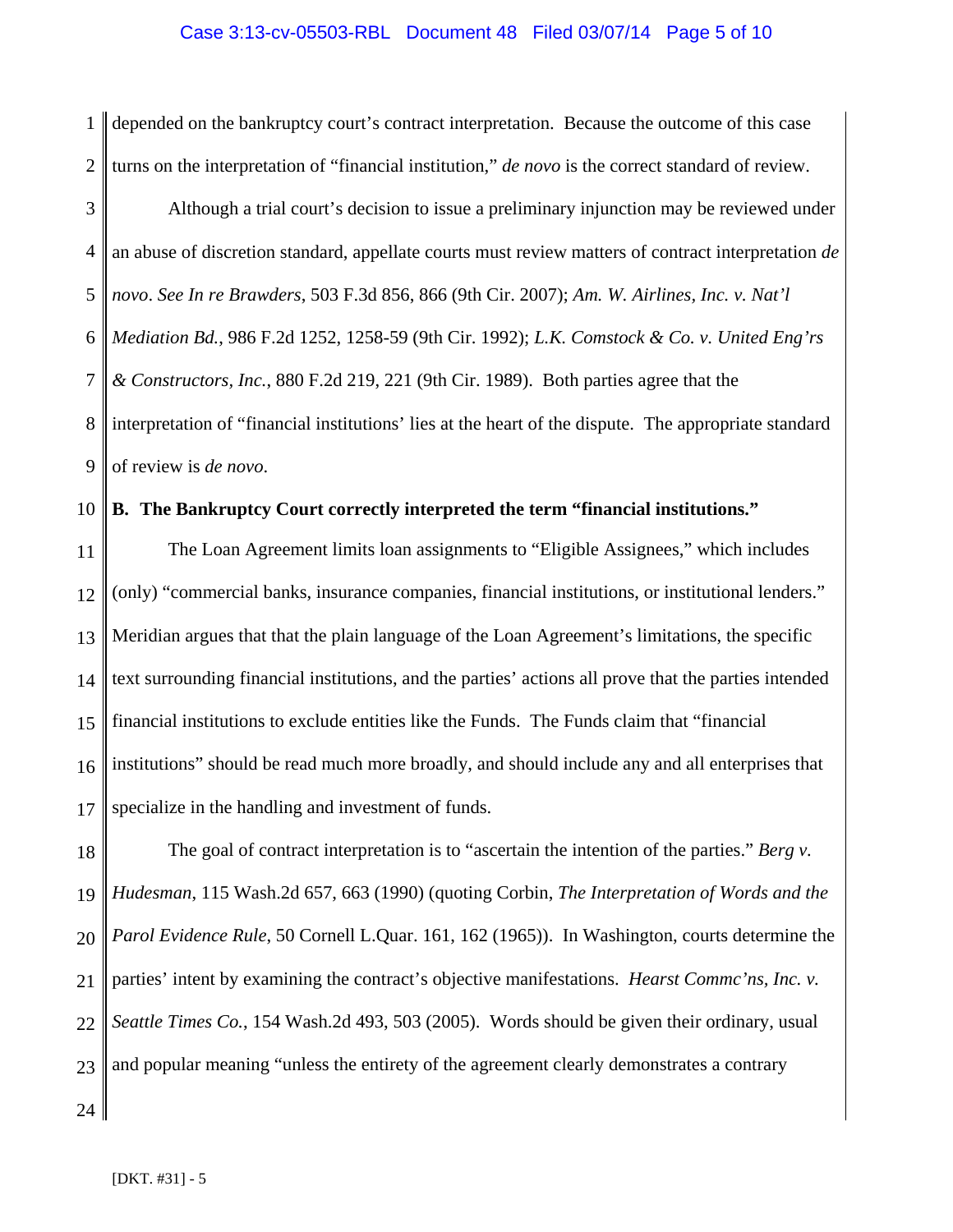depended on the bankruptcy court's contract interpretation. Because the outcome of this case turns on the interpretation of "financial institution," *de novo* is the correct standard of review.

Although a trial court's decision to issue a preliminary injunction may be reviewed under an abuse of discretion standard, appellate courts must review matters of contract interpretation *de novo*. *See In re Brawders*, 503 F.3d 856, 866 (9th Cir. 2007); *Am. W. Airlines, Inc. v. Nat'l Mediation Bd.*, 986 F.2d 1252, 1258-59 (9th Cir. 1992); *L.K. Comstock & Co. v. United Eng'rs & Constructors, Inc.*, 880 F.2d 219, 221 (9th Cir. 1989). Both parties agree that the interpretation of "financial institutions' lies at the heart of the dispute. The appropriate standard of review is *de novo*.

**B. The Bankruptcy Court correctly interpreted the term "financial institutions."**

The Loan Agreement limits loan assignments to "Eligible Assignees," which includes (only) "commercial banks, insurance companies, financial institutions, or institutional lenders." Meridian argues that that the plain language of the Loan Agreement's limitations, the specific text surrounding financial institutions, and the parties' actions all prove that the parties intended financial institutions to exclude entities like the Funds. The Funds claim that "financial institutions" should be read much more broadly, and should include any and all enterprises that specialize in the handling and investment of funds.

The goal of contract interpretation is to "ascertain the intention of the parties." *Berg v. Hudesman*, 115 Wash.2d 657, 663 (1990) (quoting Corbin, *The Interpretation of Words and the Parol Evidence Rule*, 50 Cornell L.Quar. 161, 162 (1965)). In Washington, courts determine the parties' intent by examining the contract's objective manifestations. *Hearst Commc'ns, Inc. v. Seattle Times Co.*, 154 Wash.2d 493, 503 (2005). Words should be given their ordinary, usual and popular meaning "unless the entirety of the agreement clearly demonstrates a contrary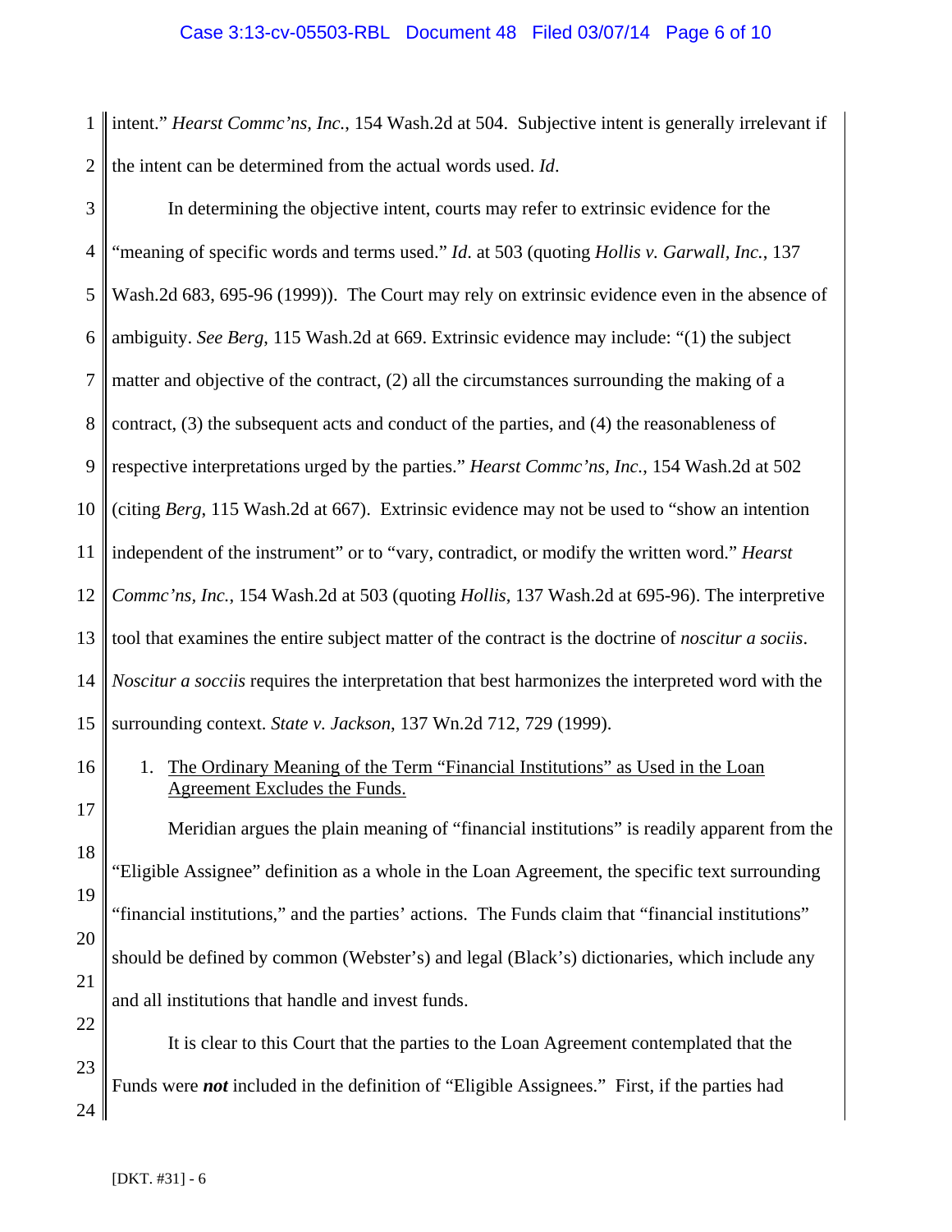intent." *Hearst Commc'ns, Inc.*, 154 Wash.2d at 504. Subjective intent is generally irrelevant if the intent can be determined from the actual words used. *Id*.

In determining the objective intent, courts may refer to extrinsic evidence for the "meaning of specific words and terms used." *Id*. at 503 (quoting *Hollis v. Garwall, Inc.*, 137 Wash.2d 683, 695-96 (1999)). The Court may rely on extrinsic evidence even in the absence of ambiguity. *See Berg*, 115 Wash.2d at 669. Extrinsic evidence may include: "(1) the subject matter and objective of the contract, (2) all the circumstances surrounding the making of a contract, (3) the subsequent acts and conduct of the parties, and (4) the reasonableness of respective interpretations urged by the parties." *Hearst Commc'ns, Inc.*, 154 Wash.2d at 502 (citing *Berg*, 115 Wash.2d at 667). Extrinsic evidence may not be used to "show an intention independent of the instrument" or to "vary, contradict, or modify the written word." *Hearst Commc'ns, Inc.*, 154 Wash.2d at 503 (quoting *Hollis*, 137 Wash.2d at 695-96). The interpretive tool that examines the entire subject matter of the contract is the doctrine of *noscitur a sociis*. *Noscitur a socciis* requires the interpretation that best harmonizes the interpreted word with the surrounding context. *State v. Jackson*, 137 Wn.2d 712, 729 (1999).

1. The Ordinary Meaning of the Term "Financial Institutions" as Used in the Loan Agreement Excludes the Funds.

Meridian argues the plain meaning of "financial institutions" is readily apparent from the "Eligible Assignee" definition as a whole in the Loan Agreement, the specific text surrounding "financial institutions," and the parties' actions. The Funds claim that "financial institutions" should be defined by common (Webster's) and legal (Black's) dictionaries, which include any and all institutions that handle and invest funds.

It is clear to this Court that the parties to the Loan Agreement contemplated that the Funds were ***not*** included in the definition of "Eligible Assignees." First, if the parties had

[DKT. #31] - 6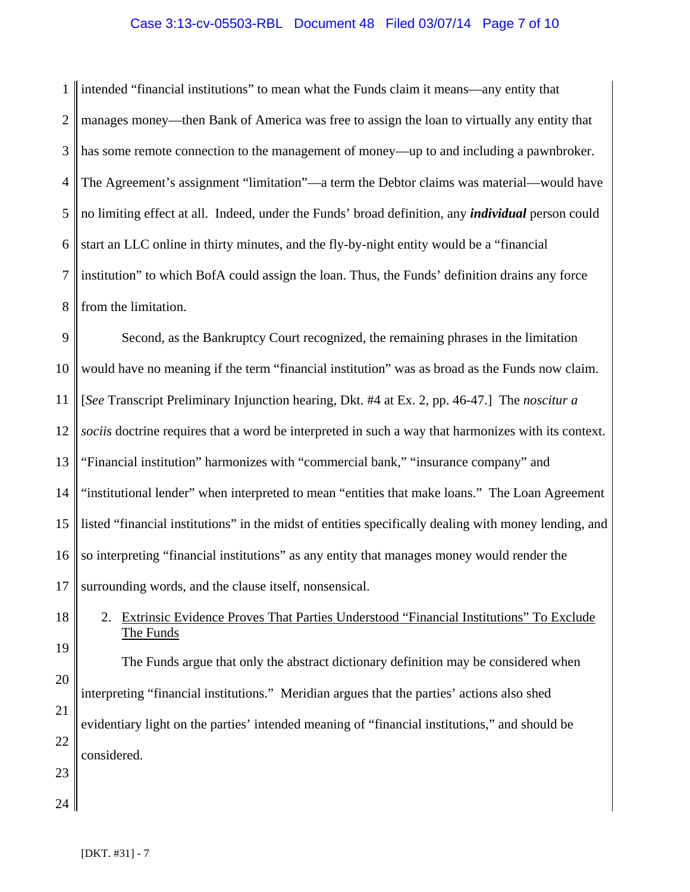intended "financial institutions" to mean what the Funds claim it means—any entity that manages money—then Bank of America was free to assign the loan to virtually any entity that has some remote connection to the management of money—up to and including a pawnbroker. The Agreement's assignment "limitation"—a term the Debtor claims was material—would have no limiting effect at all. Indeed, under the Funds' broad definition, any ***individual*** person could start an LLC online in thirty minutes, and the fly-by-night entity would be a "financial institution" to which BofA could assign the loan. Thus, the Funds' definition drains any force from the limitation.

Second, as the Bankruptcy Court recognized, the remaining phrases in the limitation would have no meaning if the term "financial institution" was as broad as the Funds now claim. [*See* Transcript Preliminary Injunction hearing, Dkt. #4 at Ex. 2, pp. 46-47.] The *noscitur a sociis* doctrine requires that a word be interpreted in such a way that harmonizes with its context. "Financial institution" harmonizes with "commercial bank," "insurance company" and "institutional lender" when interpreted to mean "entities that make loans." The Loan Agreement listed "financial institutions" in the midst of entities specifically dealing with money lending, and so interpreting "financial institutions" as any entity that manages money would render the surrounding words, and the clause itself, nonsensical.

2. <u>Extrinsic Evidence Proves That Parties Understood "Financial Institutions" To Exclude The Funds</u>

The Funds argue that only the abstract dictionary definition may be considered when interpreting "financial institutions." Meridian argues that the parties' actions also shed evidentiary light on the parties' intended meaning of "financial institutions," and should be considered.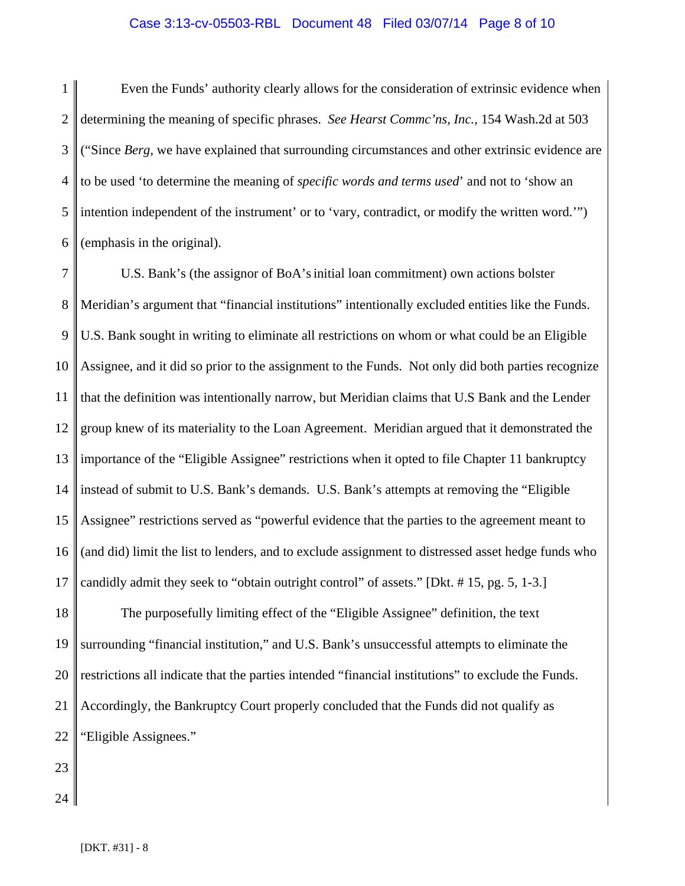Even the Funds' authority clearly allows for the consideration of extrinsic evidence when determining the meaning of specific phrases. *See Hearst Commc'ns, Inc.*, 154 Wash.2d at 503 ("Since *Berg*, we have explained that surrounding circumstances and other extrinsic evidence are to be used 'to determine the meaning of *specific words and terms used*' and not to 'show an intention independent of the instrument' or to 'vary, contradict, or modify the written word.'") (emphasis in the original).

U.S. Bank's (the assignor of BoA's initial loan commitment) own actions bolster Meridian's argument that "financial institutions" intentionally excluded entities like the Funds. U.S. Bank sought in writing to eliminate all restrictions on whom or what could be an Eligible Assignee, and it did so prior to the assignment to the Funds. Not only did both parties recognize that the definition was intentionally narrow, but Meridian claims that U.S Bank and the Lender group knew of its materiality to the Loan Agreement. Meridian argued that it demonstrated the importance of the "Eligible Assignee" restrictions when it opted to file Chapter 11 bankruptcy instead of submit to U.S. Bank's demands. U.S. Bank's attempts at removing the "Eligible Assignee" restrictions served as "powerful evidence that the parties to the agreement meant to (and did) limit the list to lenders, and to exclude assignment to distressed asset hedge funds who candidly admit they seek to "obtain outright control" of assets." [Dkt. # 15, pg. 5, 1-3.]

The purposefully limiting effect of the "Eligible Assignee" definition, the text surrounding "financial institution," and U.S. Bank's unsuccessful attempts to eliminate the restrictions all indicate that the parties intended "financial institutions" to exclude the Funds. Accordingly, the Bankruptcy Court properly concluded that the Funds did not qualify as "Eligible Assignees."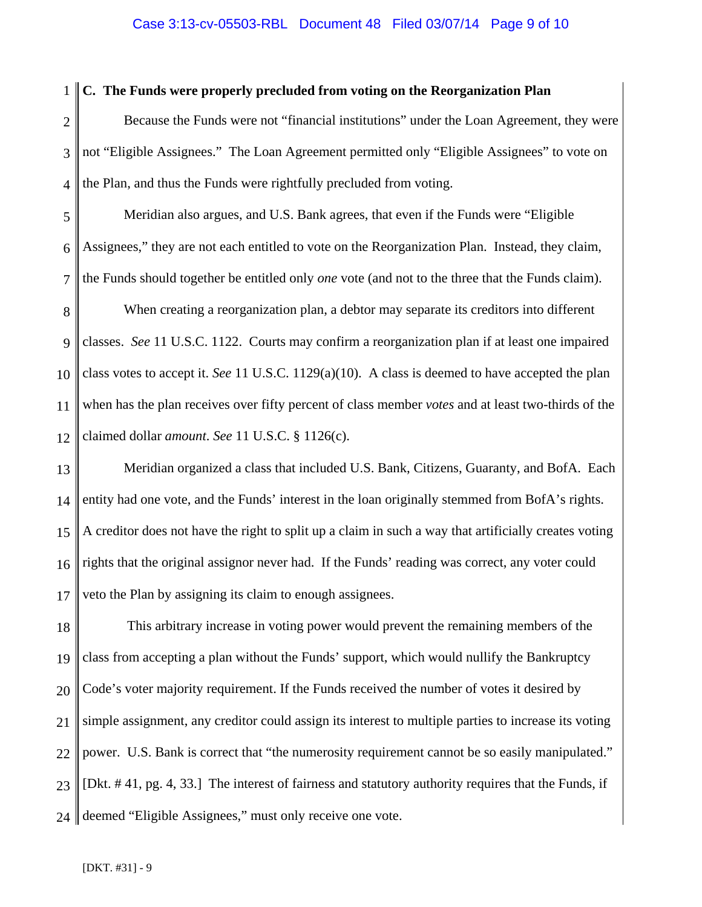### C. The Funds were properly precluded from voting on the Reorganization Plan

Because the Funds were not "financial institutions" under the Loan Agreement, they were not "Eligible Assignees." The Loan Agreement permitted only "Eligible Assignees" to vote on the Plan, and thus the Funds were rightfully precluded from voting.

Meridian also argues, and U.S. Bank agrees, that even if the Funds were "Eligible Assignees," they are not each entitled to vote on the Reorganization Plan. Instead, they claim, the Funds should together be entitled only *one* vote (and not to the three that the Funds claim).

When creating a reorganization plan, a debtor may separate its creditors into different classes. *See* 11 U.S.C. 1122. Courts may confirm a reorganization plan if at least one impaired class votes to accept it. *See* 11 U.S.C. 1129(a)(10). A class is deemed to have accepted the plan when has the plan receives over fifty percent of class member *votes* and at least two-thirds of the claimed dollar *amount*. *See* 11 U.S.C. § 1126(c).

Meridian organized a class that included U.S. Bank, Citizens, Guaranty, and BofA. Each entity had one vote, and the Funds' interest in the loan originally stemmed from BofA's rights. A creditor does not have the right to split up a claim in such a way that artificially creates voting rights that the original assignor never had. If the Funds' reading was correct, any voter could veto the Plan by assigning its claim to enough assignees.

This arbitrary increase in voting power would prevent the remaining members of the class from accepting a plan without the Funds' support, which would nullify the Bankruptcy Code's voter majority requirement. If the Funds received the number of votes it desired by simple assignment, any creditor could assign its interest to multiple parties to increase its voting power. U.S. Bank is correct that "the numerosity requirement cannot be so easily manipulated." [Dkt. # 41, pg. 4, 33.] The interest of fairness and statutory authority requires that the Funds, if deemed "Eligible Assignees," must only receive one vote.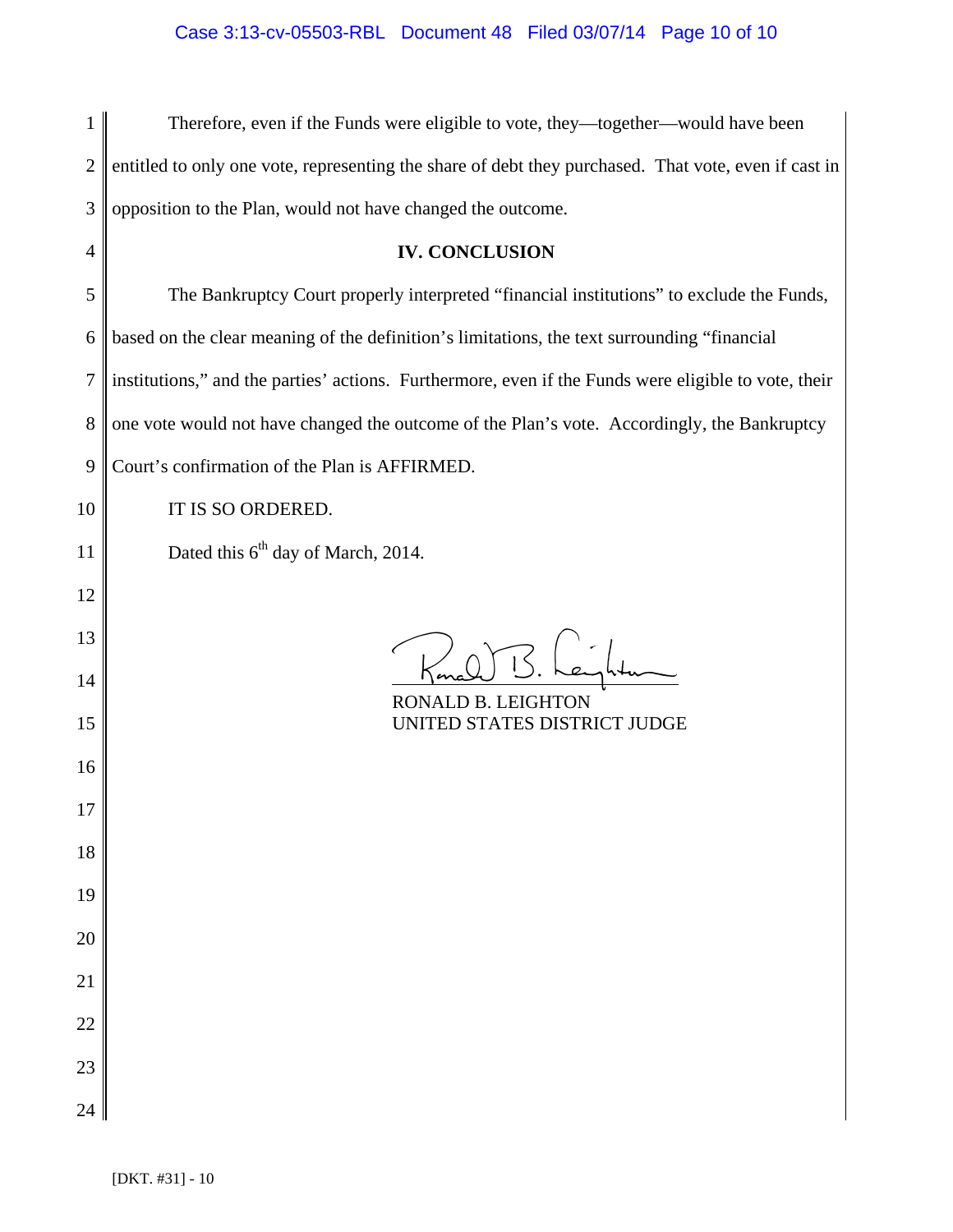Therefore, even if the Funds were eligible to vote, they—together—would have been entitled to only one vote, representing the share of debt they purchased. That vote, even if cast in opposition to the Plan, would not have changed the outcome.

## IV. CONCLUSION

The Bankruptcy Court properly interpreted "financial institutions" to exclude the Funds, based on the clear meaning of the definition's limitations, the text surrounding "financial institutions," and the parties' actions. Furthermore, even if the Funds were eligible to vote, their one vote would not have changed the outcome of the Plan's vote. Accordingly, the Bankruptcy Court's confirmation of the Plan is AFFIRMED.

IT IS SO ORDERED.

Dated this 6th day of March, 2014.

RONALD B. LEIGHTON
UNITED STATES DISTRICT JUDGE

[DKT. #31] - 10